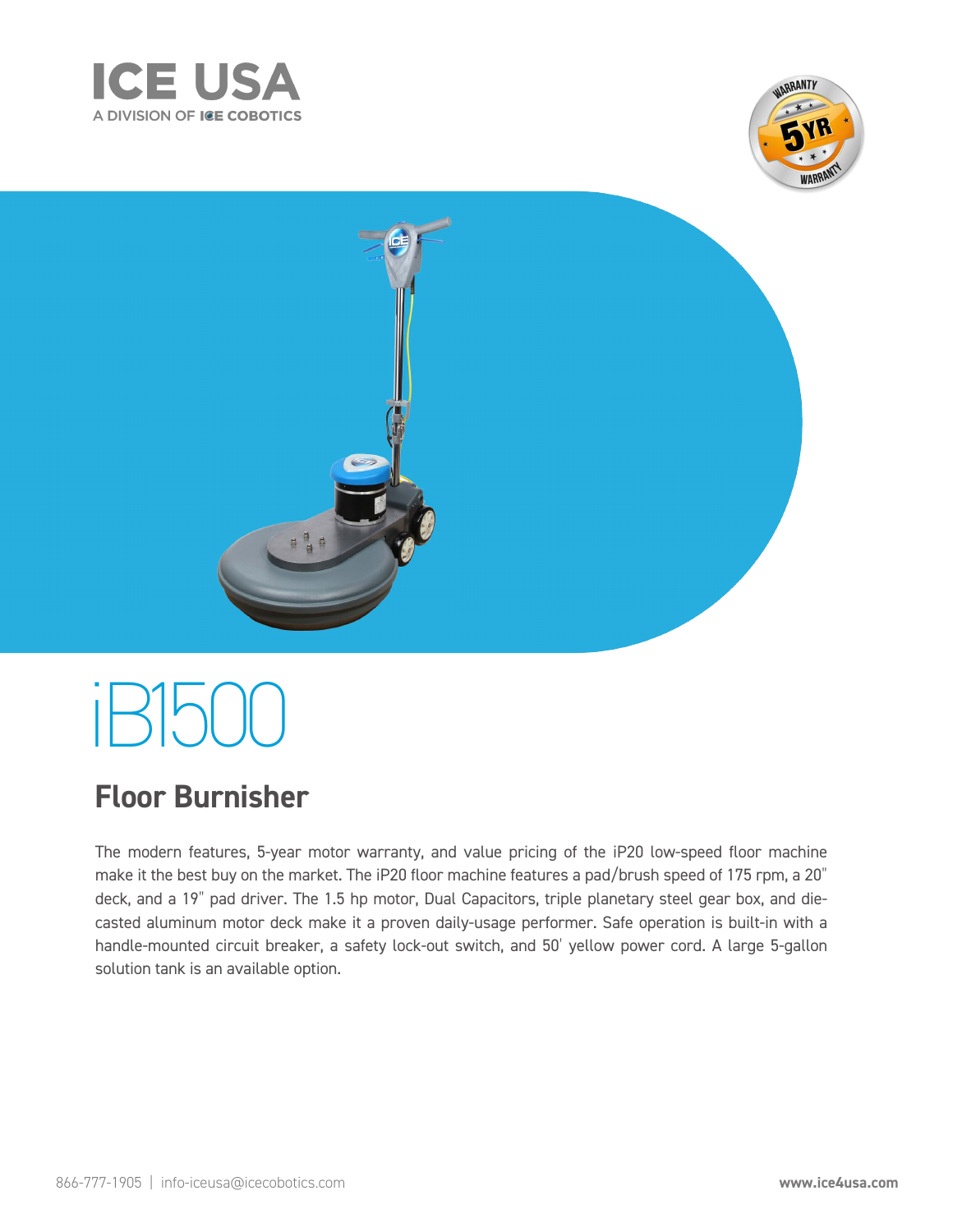# ICE USA

A DIVISION OF ICE COBOTICS

# iB1500

## Floor Burnisher

The modern features, 5-year motor warranty, and value pricing of the iP20 low-speed floor machine make it the best buy on the market. The iP20 floor machine features a pad/brush speed of 175 rpm, a 20" deck, and a 19" pad driver. The 1.5 hp motor, Dual Capacitors, triple planetary steel gear box, and die-casted aluminum motor deck make it a proven daily-usage performer. Safe operation is built-in with a handle-mounted circuit breaker, a safety lock-out switch, and 50' yellow power cord. A large 5-gallon solution tank is an available option.

866-777-1905 | info-iceusa@icecobotics.com

**www.ice4usa.com**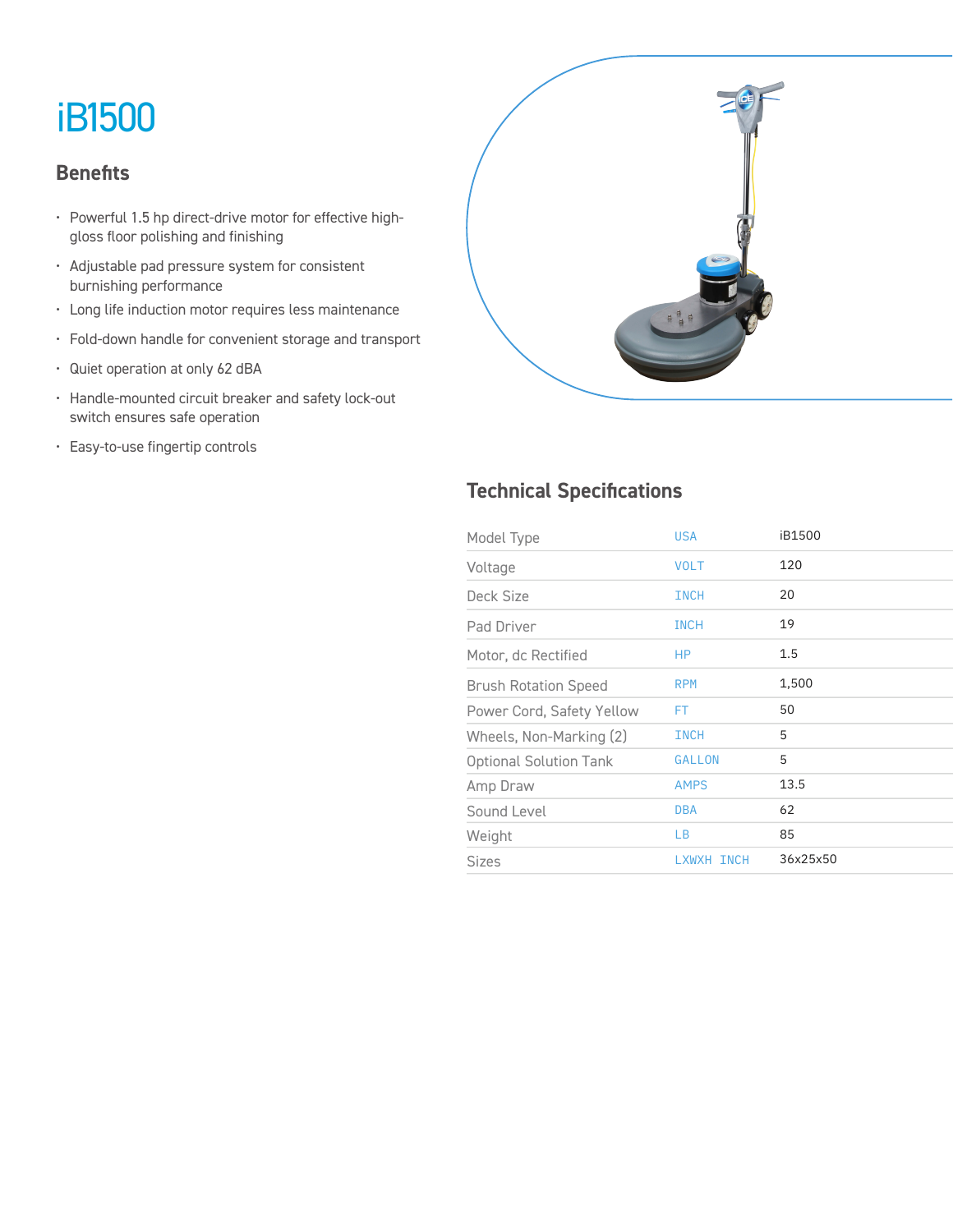# iB1500

## Benefits

- Powerful 1.5 hp direct-drive motor for effective high-gloss floor polishing and finishing
- Adjustable pad pressure system for consistent burnishing performance
- Long life induction motor requires less maintenance
- Fold-down handle for convenient storage and transport
- Quiet operation at only 62 dBA
- Handle-mounted circuit breaker and safety lock-out switch ensures safe operation
- Easy-to-use fingertip controls

## Technical Specifications

| | | |
|---|---|---|
| Model Type | USA | iB1500 |
| Voltage | VOLT | 120 |
| Deck Size | INCH | 20 |
| Pad Driver | INCH | 19 |
| Motor, dc Rectified | HP | 1.5 |
| Brush Rotation Speed | RPM | 1,500 |
| Power Cord, Safety Yellow | FT | 50 |
| Wheels, Non-Marking (2) | INCH | 5 |
| Optional Solution Tank | GALLON | 5 |
| Amp Draw | AMPS | 13.5 |
| Sound Level | DBA | 62 |
| Weight | LB | 85 |
| Sizes | LXWXH INCH | 36x25x50 |